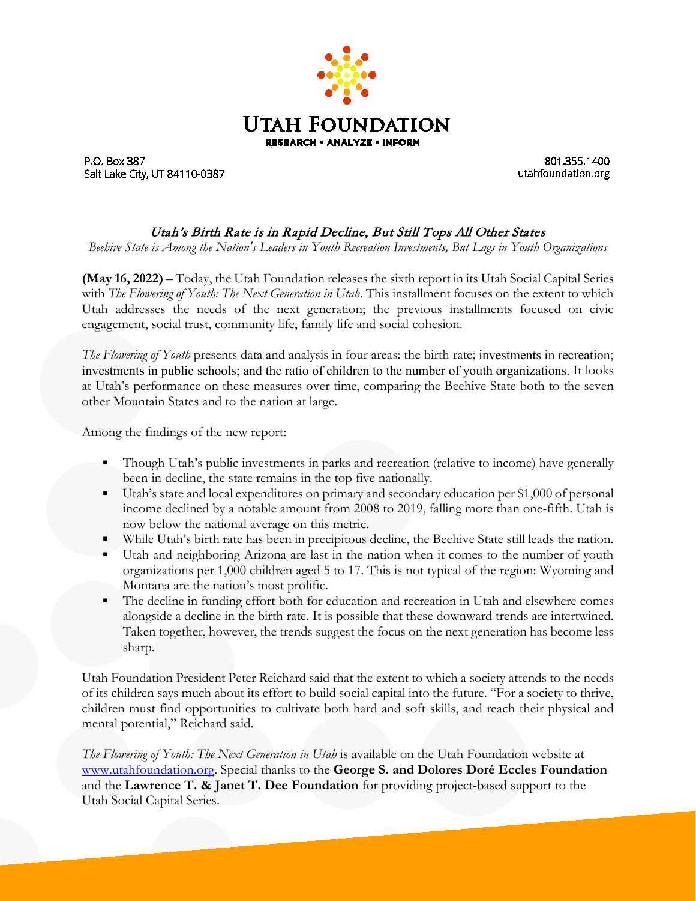# UTAH FOUNDATION

RESEARCH • ANALYZE • INFORM

P.O. Box 387
Salt Lake City, UT 84110-0387

801.355.1400
utahfoundation.org

## *Utah's Birth Rate is in Rapid Decline, But Still Tops All Other States*

*Beehive State is Among the Nation's Leaders in Youth Recreation Investments, But Lags in Youth Organizations*

**(May 16, 2022)** – Today, the Utah Foundation releases the sixth report in its Utah Social Capital Series with *The Flowering of Youth: The Next Generation in Utah*. This installment focuses on the extent to which Utah addresses the needs of the next generation; the previous installments focused on civic engagement, social trust, community life, family life and social cohesion.

*The Flowering of Youth* presents data and analysis in four areas: the birth rate; investments in recreation; investments in public schools; and the ratio of children to the number of youth organizations. It looks at Utah's performance on these measures over time, comparing the Beehive State both to the seven other Mountain States and to the nation at large.

Among the findings of the new report:

- Though Utah's public investments in parks and recreation (relative to income) have generally been in decline, the state remains in the top five nationally.
- Utah's state and local expenditures on primary and secondary education per $1,000 of personal income declined by a notable amount from 2008 to 2019, falling more than one-fifth. Utah is now below the national average on this metric.
- While Utah's birth rate has been in precipitous decline, the Beehive State still leads the nation.
- Utah and neighboring Arizona are last in the nation when it comes to the number of youth organizations per 1,000 children aged 5 to 17. This is not typical of the region: Wyoming and Montana are the nation's most prolific.
- The decline in funding effort both for education and recreation in Utah and elsewhere comes alongside a decline in the birth rate. It is possible that these downward trends are intertwined. Taken together, however, the trends suggest the focus on the next generation has become less sharp.

Utah Foundation President Peter Reichard said that the extent to which a society attends to the needs of its children says much about its effort to build social capital into the future. "For a society to thrive, children must find opportunities to cultivate both hard and soft skills, and reach their physical and mental potential," Reichard said.

*The Flowering of Youth: The Next Generation in Utah* is available on the Utah Foundation website at [www.utahfoundation.org](www.utahfoundation.org). Special thanks to the **George S. and Dolores Doré Eccles Foundation** and the **Lawrence T. & Janet T. Dee Foundation** for providing project-based support to the Utah Social Capital Series.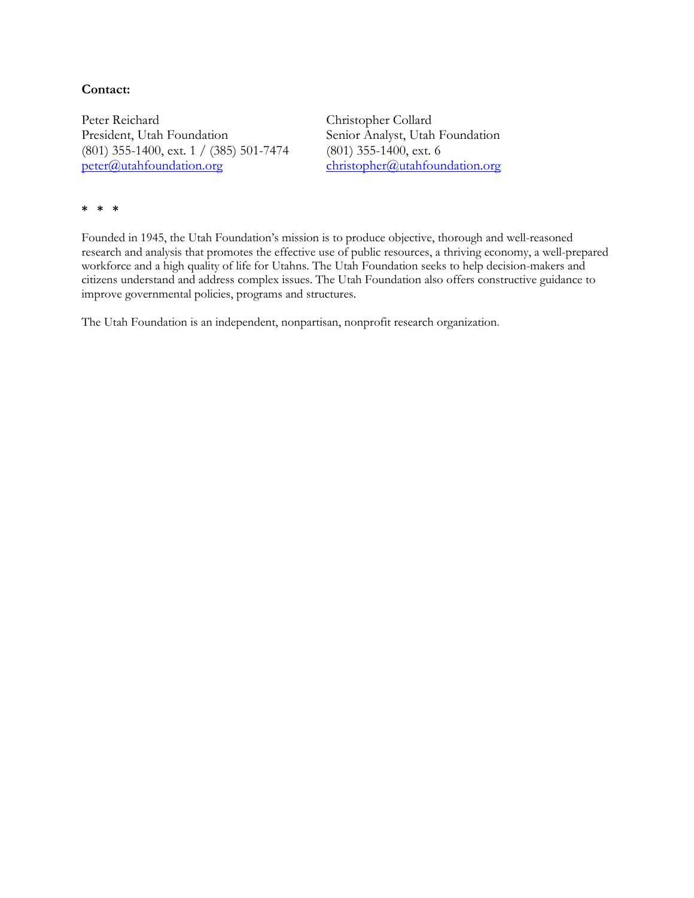**Contact:**

Peter Reichard
President, Utah Foundation
(801) 355-1400, ext. 1 / (385) 501-7474
peter@utahfoundation.org

Christopher Collard
Senior Analyst, Utah Foundation
(801) 355-1400, ext. 6
christopher@utahfoundation.org

*   *   *

Founded in 1945, the Utah Foundation's mission is to produce objective, thorough and well-reasoned research and analysis that promotes the effective use of public resources, a thriving economy, a well-prepared workforce and a high quality of life for Utahns. The Utah Foundation seeks to help decision-makers and citizens understand and address complex issues. The Utah Foundation also offers constructive guidance to improve governmental policies, programs and structures.

The Utah Foundation is an independent, nonpartisan, nonprofit research organization.